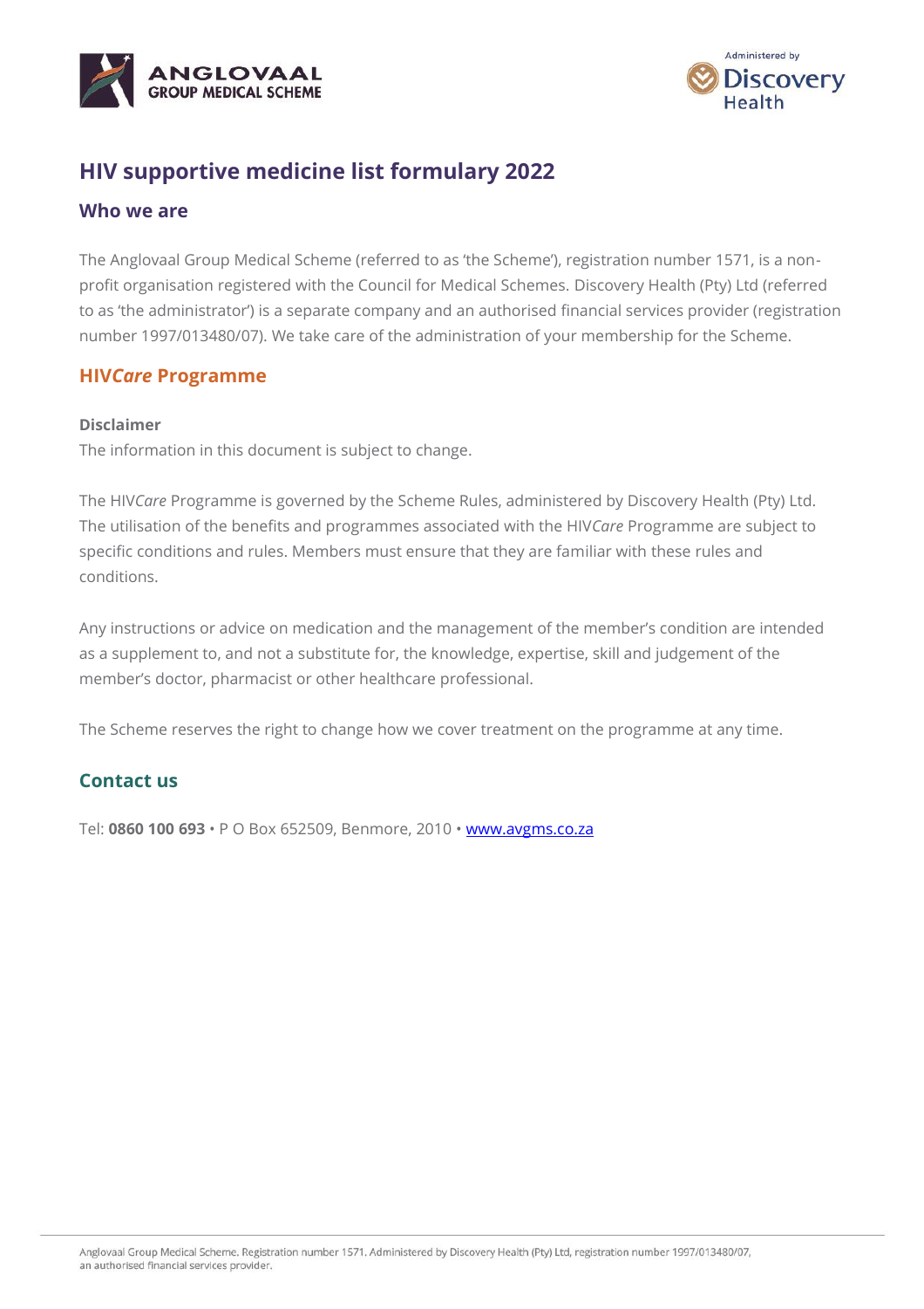# HIV supportive medicine list formulary 2022

## Who we are

The Anglovaal Group Medical Scheme (referred to as 'the Scheme'), registration number 1571, is a non-profit organisation registered with the Council for Medical Schemes. Discovery Health (Pty) Ltd (referred to as 'the administrator') is a separate company and an authorised financial services provider (registration number 1997/013480/07). We take care of the administration of your membership for the Scheme.

## HIV*Care* Programme

**Disclaimer**

The information in this document is subject to change.

The HIV*Care* Programme is governed by the Scheme Rules, administered by Discovery Health (Pty) Ltd. The utilisation of the benefits and programmes associated with the HIV*Care* Programme are subject to specific conditions and rules. Members must ensure that they are familiar with these rules and conditions.

Any instructions or advice on medication and the management of the member's condition are intended as a supplement to, and not a substitute for, the knowledge, expertise, skill and judgement of the member's doctor, pharmacist or other healthcare professional.

The Scheme reserves the right to change how we cover treatment on the programme at any time.

## Contact us

Tel: **0860 100 693** • P O Box 652509, Benmore, 2010 • www.avgms.co.za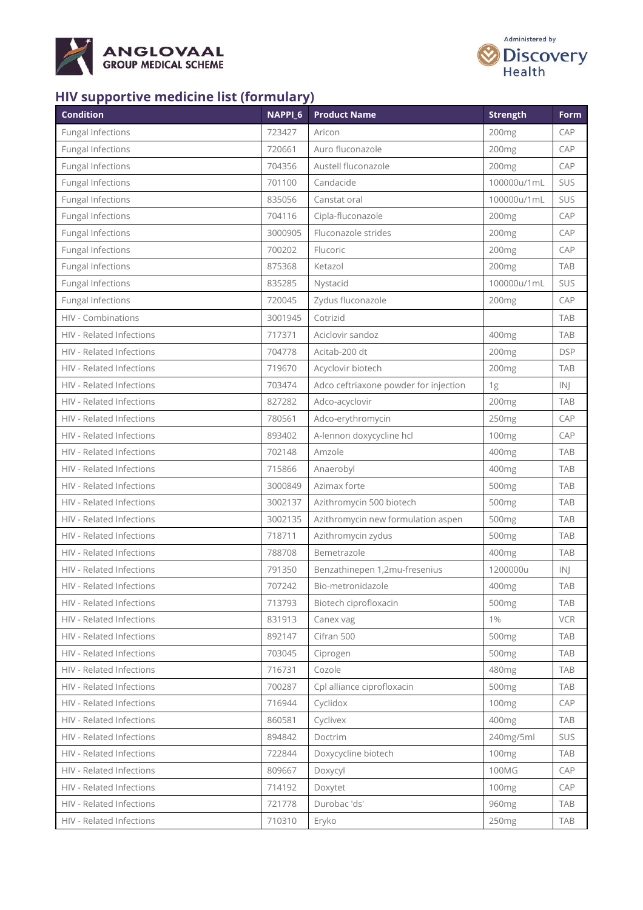## HIV supportive medicine list (formulary)

| Condition | NAPPI_6 | Product Name | Strength | Form |
|---|---|---|---|---|
| Fungal Infections | 723427 | Aricon | 200mg | CAP |
| Fungal Infections | 720661 | Auro fluconazole | 200mg | CAP |
| Fungal Infections | 704356 | Austell fluconazole | 200mg | CAP |
| Fungal Infections | 701100 | Candacide | 100000u/1mL | SUS |
| Fungal Infections | 835056 | Canstat oral | 100000u/1mL | SUS |
| Fungal Infections | 704116 | Cipla-fluconazole | 200mg | CAP |
| Fungal Infections | 3000905 | Fluconazole strides | 200mg | CAP |
| Fungal Infections | 700202 | Flucoric | 200mg | CAP |
| Fungal Infections | 875368 | Ketazol | 200mg | TAB |
| Fungal Infections | 835285 | Nystacid | 100000u/1mL | SUS |
| Fungal Infections | 720045 | Zydus fluconazole | 200mg | CAP |
| HIV - Combinations | 3001945 | Cotrizid | | TAB |
| HIV - Related Infections | 717371 | Aciclovir sandoz | 400mg | TAB |
| HIV - Related Infections | 704778 | Acitab-200 dt | 200mg | DSP |
| HIV - Related Infections | 719670 | Acyclovir biotech | 200mg | TAB |
| HIV - Related Infections | 703474 | Adco ceftriaxone powder for injection | 1g | INJ |
| HIV - Related Infections | 827282 | Adco-acyclovir | 200mg | TAB |
| HIV - Related Infections | 780561 | Adco-erythromycin | 250mg | CAP |
| HIV - Related Infections | 893402 | A-lennon doxycycline hcl | 100mg | CAP |
| HIV - Related Infections | 702148 | Amzole | 400mg | TAB |
| HIV - Related Infections | 715866 | Anaerobyl | 400mg | TAB |
| HIV - Related Infections | 3000849 | Azimax forte | 500mg | TAB |
| HIV - Related Infections | 3002137 | Azithromycin 500 biotech | 500mg | TAB |
| HIV - Related Infections | 3002135 | Azithromycin new formulation aspen | 500mg | TAB |
| HIV - Related Infections | 718711 | Azithromycin zydus | 500mg | TAB |
| HIV - Related Infections | 788708 | Bemetrazole | 400mg | TAB |
| HIV - Related Infections | 791350 | Benzathinepen 1,2mu-fresenius | 1200000u | INJ |
| HIV - Related Infections | 707242 | Bio-metronidazole | 400mg | TAB |
| HIV - Related Infections | 713793 | Biotech ciprofloxacin | 500mg | TAB |
| HIV - Related Infections | 831913 | Canex vag | 1% | VCR |
| HIV - Related Infections | 892147 | Cifran 500 | 500mg | TAB |
| HIV - Related Infections | 703045 | Ciprogen | 500mg | TAB |
| HIV - Related Infections | 716731 | Cozole | 480mg | TAB |
| HIV - Related Infections | 700287 | Cpl alliance ciprofloxacin | 500mg | TAB |
| HIV - Related Infections | 716944 | Cyclidox | 100mg | CAP |
| HIV - Related Infections | 860581 | Cyclivex | 400mg | TAB |
| HIV - Related Infections | 894842 | Doctrim | 240mg/5ml | SUS |
| HIV - Related Infections | 722844 | Doxycycline biotech | 100mg | TAB |
| HIV - Related Infections | 809667 | Doxycyl | 100MG | CAP |
| HIV - Related Infections | 714192 | Doxytet | 100mg | CAP |
| HIV - Related Infections | 721778 | Durobac 'ds' | 960mg | TAB |
| HIV - Related Infections | 710310 | Eryko | 250mg | TAB |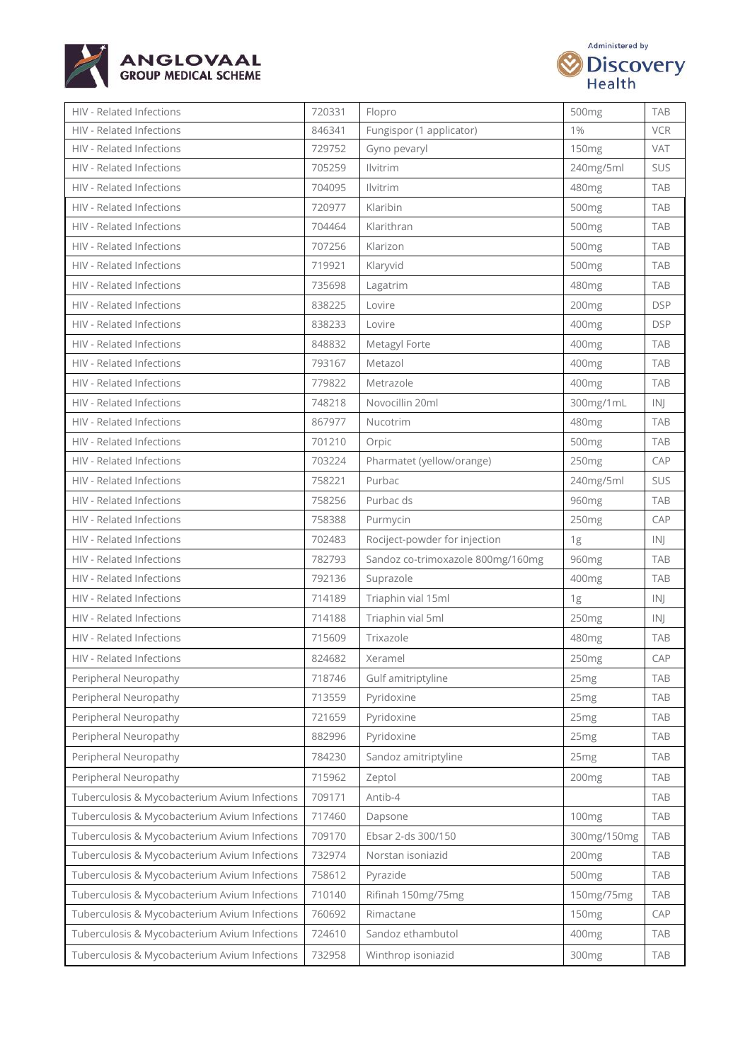| HIV - Related Infections | 720331 | Flopro | 500mg | TAB |
|---|---|---|---|---|
| HIV - Related Infections | 846341 | Fungispor (1 applicator) | 1% | VCR |
| HIV - Related Infections | 729752 | Gyno pevaryl | 150mg | VAT |
| HIV - Related Infections | 705259 | Ilvitrim | 240mg/5ml | SUS |
| HIV - Related Infections | 704095 | Ilvitrim | 480mg | TAB |
| HIV - Related Infections | 720977 | Klaribin | 500mg | TAB |
| HIV - Related Infections | 704464 | Klarithran | 500mg | TAB |
| HIV - Related Infections | 707256 | Klarizon | 500mg | TAB |
| HIV - Related Infections | 719921 | Klaryvid | 500mg | TAB |
| HIV - Related Infections | 735698 | Lagatrim | 480mg | TAB |
| HIV - Related Infections | 838225 | Lovire | 200mg | DSP |
| HIV - Related Infections | 838233 | Lovire | 400mg | DSP |
| HIV - Related Infections | 848832 | Metagyl Forte | 400mg | TAB |
| HIV - Related Infections | 793167 | Metazol | 400mg | TAB |
| HIV - Related Infections | 779822 | Metrazole | 400mg | TAB |
| HIV - Related Infections | 748218 | Novocillin 20ml | 300mg/1mL | INJ |
| HIV - Related Infections | 867977 | Nucotrim | 480mg | TAB |
| HIV - Related Infections | 701210 | Orpic | 500mg | TAB |
| HIV - Related Infections | 703224 | Pharmatet (yellow/orange) | 250mg | CAP |
| HIV - Related Infections | 758221 | Purbac | 240mg/5ml | SUS |
| HIV - Related Infections | 758256 | Purbac ds | 960mg | TAB |
| HIV - Related Infections | 758388 | Purmycin | 250mg | CAP |
| HIV - Related Infections | 702483 | Rociject-powder for injection | 1g | INJ |
| HIV - Related Infections | 782793 | Sandoz co-trimoxazole 800mg/160mg | 960mg | TAB |
| HIV - Related Infections | 792136 | Suprazole | 400mg | TAB |
| HIV - Related Infections | 714189 | Triaphin vial 15ml | 1g | INJ |
| HIV - Related Infections | 714188 | Triaphin vial 5ml | 250mg | INJ |
| HIV - Related Infections | 715609 | Trixazole | 480mg | TAB |
| HIV - Related Infections | 824682 | Xeramel | 250mg | CAP |
| Peripheral Neuropathy | 718746 | Gulf amitriptyline | 25mg | TAB |
| Peripheral Neuropathy | 713559 | Pyridoxine | 25mg | TAB |
| Peripheral Neuropathy | 721659 | Pyridoxine | 25mg | TAB |
| Peripheral Neuropathy | 882996 | Pyridoxine | 25mg | TAB |
| Peripheral Neuropathy | 784230 | Sandoz amitriptyline | 25mg | TAB |
| Peripheral Neuropathy | 715962 | Zeptol | 200mg | TAB |
| Tuberculosis & Mycobacterium Avium Infections | 709171 | Antib-4 | | TAB |
| Tuberculosis & Mycobacterium Avium Infections | 717460 | Dapsone | 100mg | TAB |
| Tuberculosis & Mycobacterium Avium Infections | 709170 | Ebsar 2-ds 300/150 | 300mg/150mg | TAB |
| Tuberculosis & Mycobacterium Avium Infections | 732974 | Norstan isoniazid | 200mg | TAB |
| Tuberculosis & Mycobacterium Avium Infections | 758612 | Pyrazide | 500mg | TAB |
| Tuberculosis & Mycobacterium Avium Infections | 710140 | Rifinah 150mg/75mg | 150mg/75mg | TAB |
| Tuberculosis & Mycobacterium Avium Infections | 760692 | Rimactane | 150mg | CAP |
| Tuberculosis & Mycobacterium Avium Infections | 724610 | Sandoz ethambutol | 400mg | TAB |
| Tuberculosis & Mycobacterium Avium Infections | 732958 | Winthrop isoniazid | 300mg | TAB |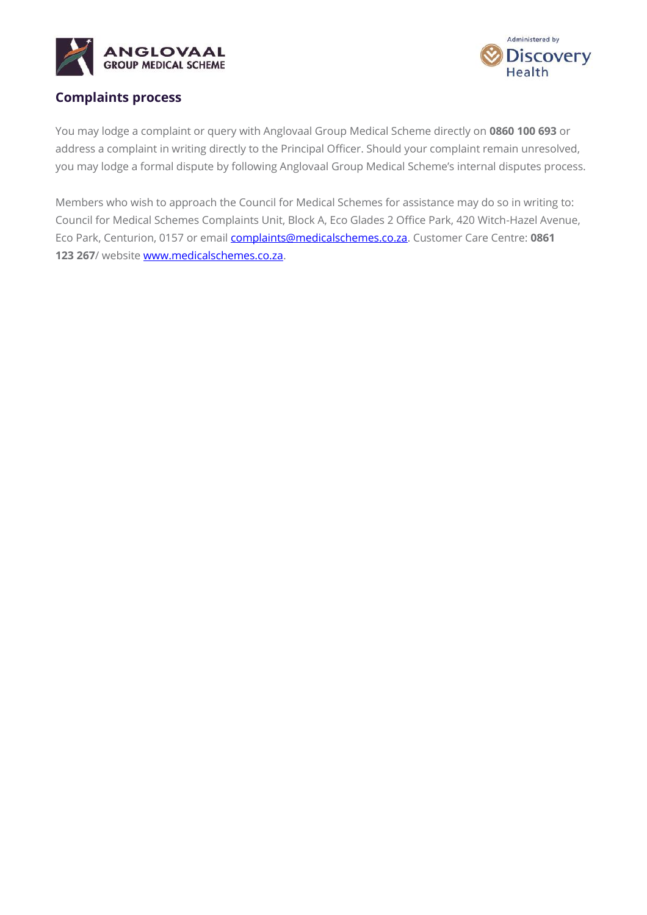## Complaints process

You may lodge a complaint or query with Anglovaal Group Medical Scheme directly on **0860 100 693** or address a complaint in writing directly to the Principal Officer. Should your complaint remain unresolved, you may lodge a formal dispute by following Anglovaal Group Medical Scheme's internal disputes process.

Members who wish to approach the Council for Medical Schemes for assistance may do so in writing to: Council for Medical Schemes Complaints Unit, Block A, Eco Glades 2 Office Park, 420 Witch-Hazel Avenue, Eco Park, Centurion, 0157 or email complaints@medicalschemes.co.za. Customer Care Centre: **0861 123 267**/ website www.medicalschemes.co.za.